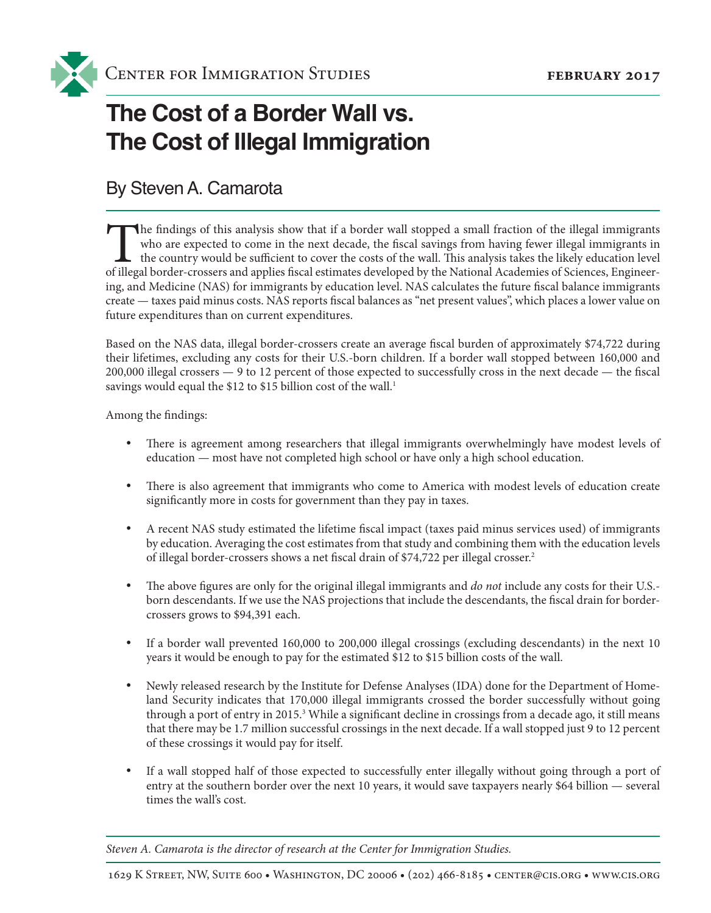Center for Immigration Studies

February 2017

# The Cost of a Border Wall vs. The Cost of Illegal Immigration

## By Steven A. Camarota

The findings of this analysis show that if a border wall stopped a small fraction of the illegal immigrants who are expected to come in the next decade, the fiscal savings from having fewer illegal immigrants in the country would be sufficient to cover the costs of the wall. This analysis takes the likely education level of illegal border-crossers and applies fiscal estimates developed by the National Academies of Sciences, Engineering, and Medicine (NAS) for immigrants by education level. NAS calculates the future fiscal balance immigrants create — taxes paid minus costs. NAS reports fiscal balances as "net present values", which places a lower value on future expenditures than on current expenditures.

Based on the NAS data, illegal border-crossers create an average fiscal burden of approximately $74,722 during their lifetimes, excluding any costs for their U.S.-born children. If a border wall stopped between 160,000 and 200,000 illegal crossers — 9 to 12 percent of those expected to successfully cross in the next decade — the fiscal savings would equal the $12 to $15 billion cost of the wall.[1]

Among the findings:

- There is agreement among researchers that illegal immigrants overwhelmingly have modest levels of education — most have not completed high school or have only a high school education.

- There is also agreement that immigrants who come to America with modest levels of education create significantly more in costs for government than they pay in taxes.

- A recent NAS study estimated the lifetime fiscal impact (taxes paid minus services used) of immigrants by education. Averaging the cost estimates from that study and combining them with the education levels of illegal border-crossers shows a net fiscal drain of $74,722 per illegal crosser.[2]

- The above figures are only for the original illegal immigrants and *do not* include any costs for their U.S.-born descendants. If we use the NAS projections that include the descendants, the fiscal drain for border-crossers grows to $94,391 each.

- If a border wall prevented 160,000 to 200,000 illegal crossings (excluding descendants) in the next 10 years it would be enough to pay for the estimated $12 to $15 billion costs of the wall.

- Newly released research by the Institute for Defense Analyses (IDA) done for the Department of Homeland Security indicates that 170,000 illegal immigrants crossed the border successfully without going through a port of entry in 2015.[3] While a significant decline in crossings from a decade ago, it still means that there may be 1.7 million successful crossings in the next decade. If a wall stopped just 9 to 12 percent of these crossings it would pay for itself.

- If a wall stopped half of those expected to successfully enter illegally without going through a port of entry at the southern border over the next 10 years, it would save taxpayers nearly $64 billion — several times the wall's cost.

*Steven A. Camarota is the director of research at the Center for Immigration Studies.*

1629 K Street, NW, Suite 600 • Washington, DC 20006 • (202) 466-8185 • center@cis.org • www.cis.org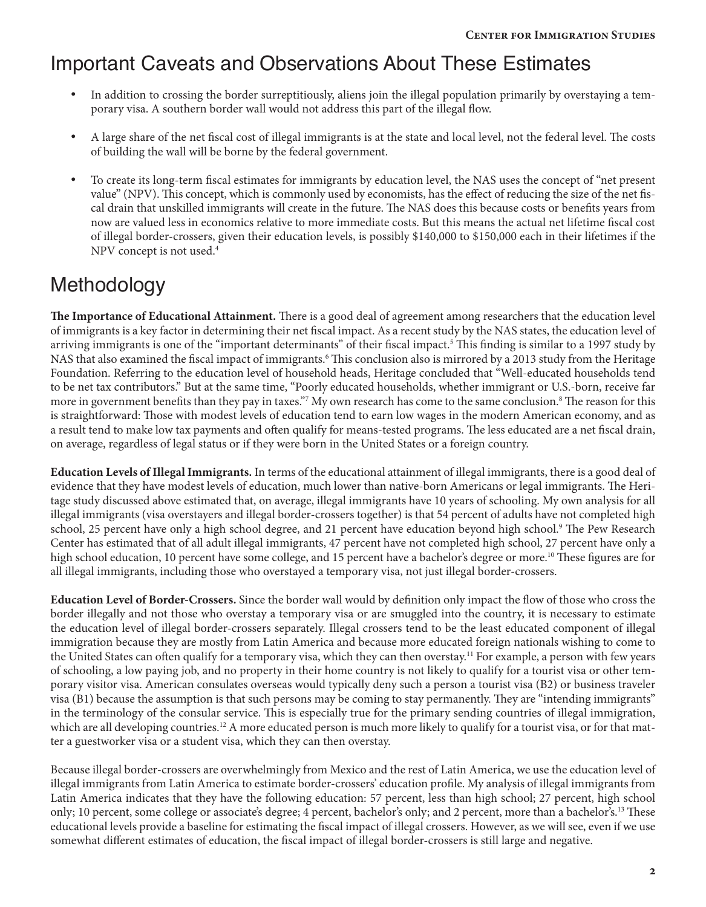## Important Caveats and Observations About These Estimates

- In addition to crossing the border surreptitiously, aliens join the illegal population primarily by overstaying a temporary visa. A southern border wall would not address this part of the illegal flow.
- A large share of the net fiscal cost of illegal immigrants is at the state and local level, not the federal level. The costs of building the wall will be borne by the federal government.
- To create its long-term fiscal estimates for immigrants by education level, the NAS uses the concept of "net present value" (NPV). This concept, which is commonly used by economists, has the effect of reducing the size of the net fiscal drain that unskilled immigrants will create in the future. The NAS does this because costs or benefits years from now are valued less in economics relative to more immediate costs. But this means the actual net lifetime fiscal cost of illegal border-crossers, given their education levels, is possibly $140,000 to $150,000 each in their lifetimes if the NPV concept is not used.[4]

## Methodology

**The Importance of Educational Attainment.** There is a good deal of agreement among researchers that the education level of immigrants is a key factor in determining their net fiscal impact. As a recent study by the NAS states, the education level of arriving immigrants is one of the "important determinants" of their fiscal impact.[5] This finding is similar to a 1997 study by NAS that also examined the fiscal impact of immigrants.[6] This conclusion also is mirrored by a 2013 study from the Heritage Foundation. Referring to the education level of household heads, Heritage concluded that "Well-educated households tend to be net tax contributors." But at the same time, "Poorly educated households, whether immigrant or U.S.-born, receive far more in government benefits than they pay in taxes."[7] My own research has come to the same conclusion.[8] The reason for this is straightforward: Those with modest levels of education tend to earn low wages in the modern American economy, and as a result tend to make low tax payments and often qualify for means-tested programs. The less educated are a net fiscal drain, on average, regardless of legal status or if they were born in the United States or a foreign country.

**Education Levels of Illegal Immigrants.** In terms of the educational attainment of illegal immigrants, there is a good deal of evidence that they have modest levels of education, much lower than native-born Americans or legal immigrants. The Heritage study discussed above estimated that, on average, illegal immigrants have 10 years of schooling. My own analysis for all illegal immigrants (visa overstayers and illegal border-crossers together) is that 54 percent of adults have not completed high school, 25 percent have only a high school degree, and 21 percent have education beyond high school.[9] The Pew Research Center has estimated that of all adult illegal immigrants, 47 percent have not completed high school, 27 percent have only a high school education, 10 percent have some college, and 15 percent have a bachelor's degree or more.[10] These figures are for all illegal immigrants, including those who overstayed a temporary visa, not just illegal border-crossers.

**Education Level of Border-Crossers.** Since the border wall would by definition only impact the flow of those who cross the border illegally and not those who overstay a temporary visa or are smuggled into the country, it is necessary to estimate the education level of illegal border-crossers separately. Illegal crossers tend to be the least educated component of illegal immigration because they are mostly from Latin America and because more educated foreign nationals wishing to come to the United States can often qualify for a temporary visa, which they can then overstay.[11] For example, a person with few years of schooling, a low paying job, and no property in their home country is not likely to qualify for a tourist visa or other temporary visitor visa. American consulates overseas would typically deny such a person a tourist visa (B2) or business traveler visa (B1) because the assumption is that such persons may be coming to stay permanently. They are "intending immigrants" in the terminology of the consular service. This is especially true for the primary sending countries of illegal immigration, which are all developing countries.[12] A more educated person is much more likely to qualify for a tourist visa, or for that matter a guestworker visa or a student visa, which they can then overstay.

Because illegal border-crossers are overwhelmingly from Mexico and the rest of Latin America, we use the education level of illegal immigrants from Latin America to estimate border-crossers' education profile. My analysis of illegal immigrants from Latin America indicates that they have the following education: 57 percent, less than high school; 27 percent, high school only; 10 percent, some college or associate's degree; 4 percent, bachelor's only; and 2 percent, more than a bachelor's.[13] These educational levels provide a baseline for estimating the fiscal impact of illegal crossers. However, as we will see, even if we use somewhat different estimates of education, the fiscal impact of illegal border-crossers is still large and negative.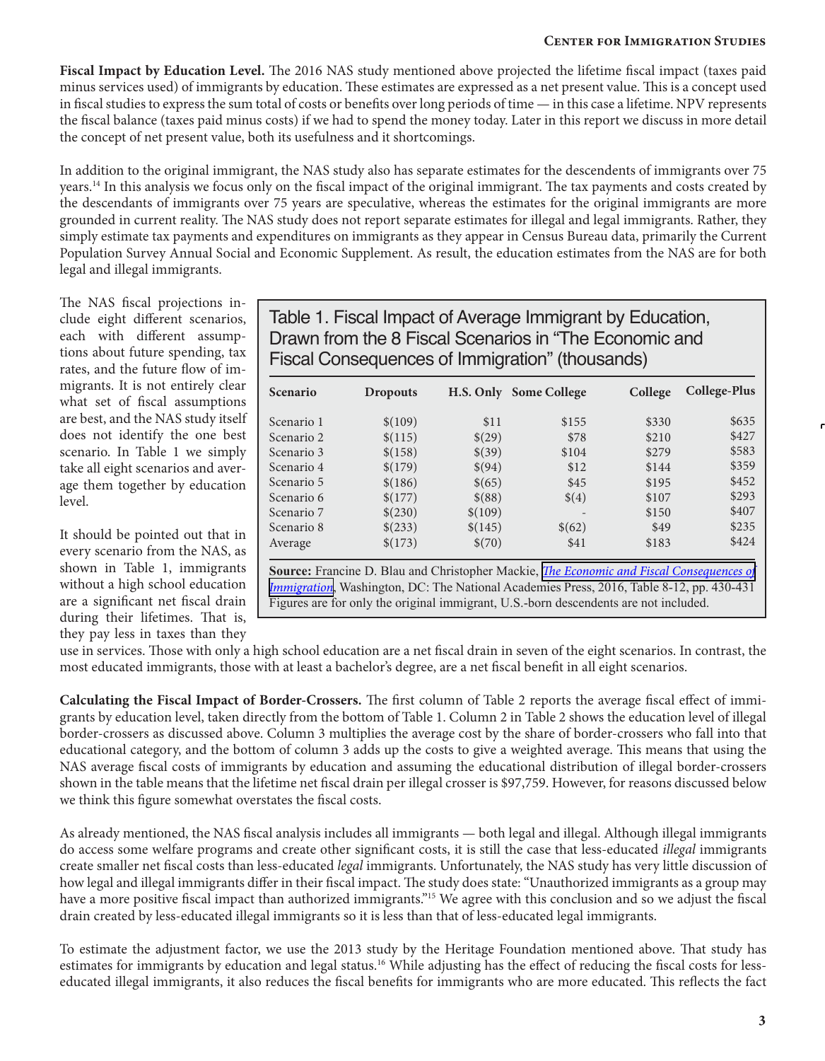**Fiscal Impact by Education Level.** The 2016 NAS study mentioned above projected the lifetime fiscal impact (taxes paid minus services used) of immigrants by education. These estimates are expressed as a net present value. This is a concept used in fiscal studies to express the sum total of costs or benefits over long periods of time — in this case a lifetime. NPV represents the fiscal balance (taxes paid minus costs) if we had to spend the money today. Later in this report we discuss in more detail the concept of net present value, both its usefulness and it shortcomings.

In addition to the original immigrant, the NAS study also has separate estimates for the descendents of immigrants over 75 years.[14] In this analysis we focus only on the fiscal impact of the original immigrant. The tax payments and costs created by the descendants of immigrants over 75 years are speculative, whereas the estimates for the original immigrants are more grounded in current reality. The NAS study does not report separate estimates for illegal and legal immigrants. Rather, they simply estimate tax payments and expenditures on immigrants as they appear in Census Bureau data, primarily the Current Population Survey Annual Social and Economic Supplement. As result, the education estimates from the NAS are for both legal and illegal immigrants.

The NAS fiscal projections include eight different scenarios, each with different assumptions about future spending, tax rates, and the future flow of immigrants. It is not entirely clear what set of fiscal assumptions are best, and the NAS study itself does not identify the one best scenario. In Table 1 we simply take all eight scenarios and average them together by education level.

It should be pointed out that in every scenario from the NAS, as shown in Table 1, immigrants without a high school education are a significant net fiscal drain during their lifetimes. That is, they pay less in taxes than they use in services. Those with only a high school education are a net fiscal drain in seven of the eight scenarios. In contrast, the most educated immigrants, those with at least a bachelor's degree, are a net fiscal benefit in all eight scenarios.

Table 1. Fiscal Impact of Average Immigrant by Education, Drawn from the 8 Fiscal Scenarios in "The Economic and Fiscal Consequences of Immigration" (thousands)

| Scenario | Dropouts | H.S. Only | Some College | College | College-Plus |
|---|---|---|---|---|---|
| Scenario 1 | $(109) | $11 | $155 | $330 | $635 |
| Scenario 2 | $(115) | $(29) | $78 | $210 | $427 |
| Scenario 3 | $(158) | $(39) | $104 | $279 | $583 |
| Scenario 4 | $(179) | $(94) | $12 | $144 | $359 |
| Scenario 5 | $(186) | $(65) | $45 | $195 | $452 |
| Scenario 6 | $(177) | $(88) | $(4) | $107 | $293 |
| Scenario 7 | $(230) | $(109) | - | $150 | $407 |
| Scenario 8 | $(233) | $(145) | $(62) | $49 | $235 |
| Average | $(173) | $(70) | $41 | $183 | $424 |

**Source:** Francine D. Blau and Christopher Mackie, *The Economic and Fiscal Consequences of Immigration*, Washington, DC: The National Academies Press, 2016, Table 8-12, pp. 430-431 Figures are for only the original immigrant, U.S.-born descendents are not included.

**Calculating the Fiscal Impact of Border-Crossers.** The first column of Table 2 reports the average fiscal effect of immigrants by education level, taken directly from the bottom of Table 1. Column 2 in Table 2 shows the education level of illegal border-crossers as discussed above. Column 3 multiplies the average cost by the share of border-crossers who fall into that educational category, and the bottom of column 3 adds up the costs to give a weighted average. This means that using the NAS average fiscal costs of immigrants by education and assuming the educational distribution of illegal border-crossers shown in the table means that the lifetime net fiscal drain per illegal crosser is $97,759. However, for reasons discussed below we think this figure somewhat overstates the fiscal costs.

As already mentioned, the NAS fiscal analysis includes all immigrants — both legal and illegal. Although illegal immigrants do access some welfare programs and create other significant costs, it is still the case that less-educated *illegal* immigrants create smaller net fiscal costs than less-educated *legal* immigrants. Unfortunately, the NAS study has very little discussion of how legal and illegal immigrants differ in their fiscal impact. The study does state: "Unauthorized immigrants as a group may have a more positive fiscal impact than authorized immigrants."[15] We agree with this conclusion and so we adjust the fiscal drain created by less-educated illegal immigrants so it is less than that of less-educated legal immigrants.

To estimate the adjustment factor, we use the 2013 study by the Heritage Foundation mentioned above. That study has estimates for immigrants by education and legal status.[16] While adjusting has the effect of reducing the fiscal costs for less-educated illegal immigrants, it also reduces the fiscal benefits for immigrants who are more educated. This reflects the fact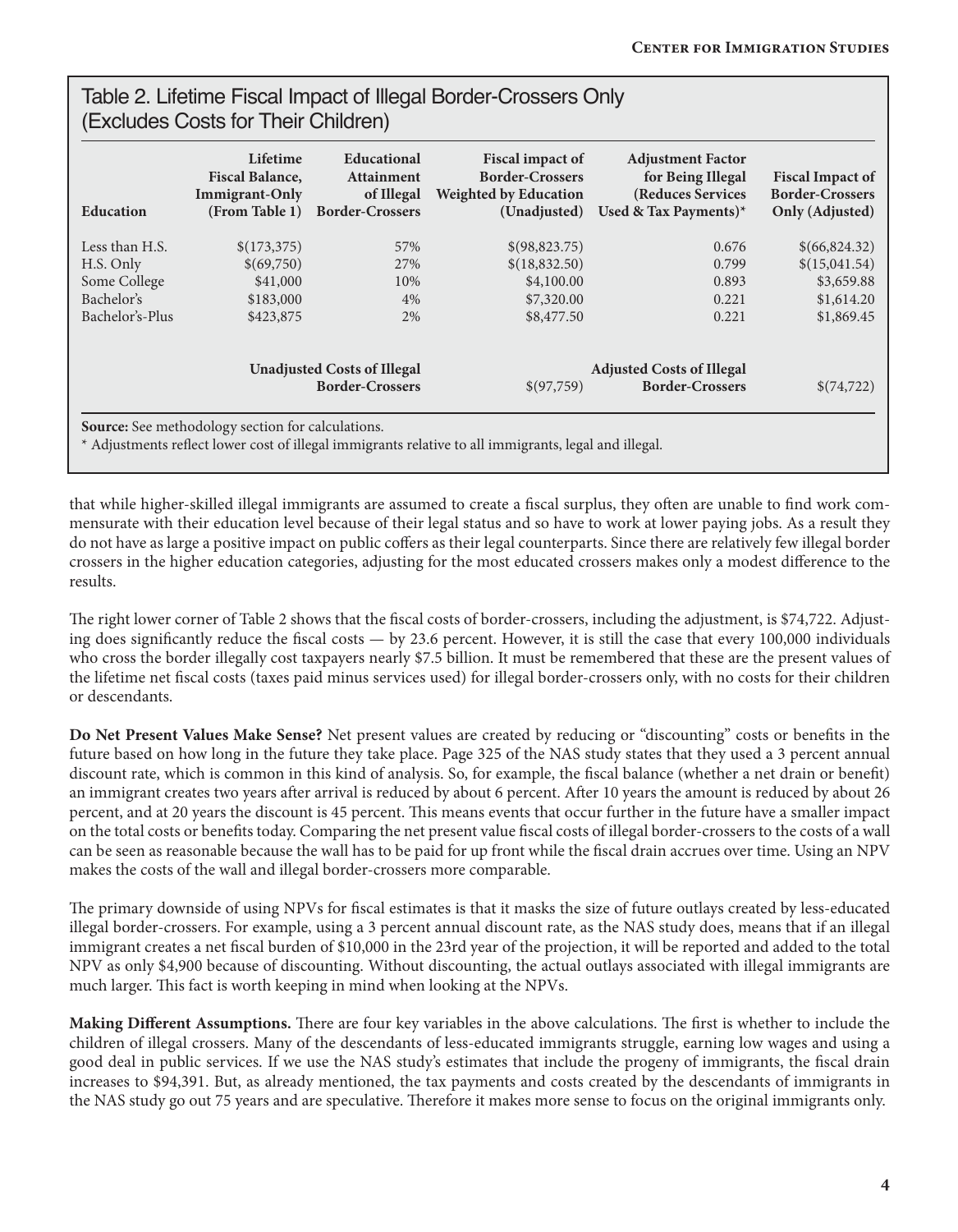## Table 2. Lifetime Fiscal Impact of Illegal Border-Crossers Only (Excludes Costs for Their Children)

| Education | Lifetime Fiscal Balance, Immigrant-Only (From Table 1) | Educational Attainment of Illegal Border-Crossers | Fiscal impact of Border-Crossers Weighted by Education (Unadjusted) | Adjustment Factor for Being Illegal (Reduces Services Used & Tax Payments)* | Fiscal Impact of Border-Crossers Only (Adjusted) |
|---|---|---|---|---|---|
| Less than H.S. | $(173,375) | 57% | $(98,823.75) | 0.676 | $(66,824.32) |
| H.S. Only | $(69,750) | 27% | $(18,832.50) | 0.799 | $(15,041.54) |
| Some College | $41,000 | 10% | $4,100.00 | 0.893 | $3,659.88 |
| Bachelor's | $183,000 | 4% | $7,320.00 | 0.221 | $1,614.20 |
| Bachelor's-Plus | $423,875 | 2% | $8,477.50 | 0.221 | $1,869.45 |
| | | Unadjusted Costs of Illegal Border-Crossers | $(97,759) | Adjusted Costs of Illegal Border-Crossers | $(74,722) |

**Source:** See methodology section for calculations.
* Adjustments reflect lower cost of illegal immigrants relative to all immigrants, legal and illegal.

that while higher-skilled illegal immigrants are assumed to create a fiscal surplus, they often are unable to find work commensurate with their education level because of their legal status and so have to work at lower paying jobs. As a result they do not have as large a positive impact on public coffers as their legal counterparts. Since there are relatively few illegal border crossers in the higher education categories, adjusting for the most educated crossers makes only a modest difference to the results.

The right lower corner of Table 2 shows that the fiscal costs of border-crossers, including the adjustment, is $74,722. Adjusting does significantly reduce the fiscal costs — by 23.6 percent. However, it is still the case that every 100,000 individuals who cross the border illegally cost taxpayers nearly $7.5 billion. It must be remembered that these are the present values of the lifetime net fiscal costs (taxes paid minus services used) for illegal border-crossers only, with no costs for their children or descendants.

**Do Net Present Values Make Sense?** Net present values are created by reducing or "discounting" costs or benefits in the future based on how long in the future they take place. Page 325 of the NAS study states that they used a 3 percent annual discount rate, which is common in this kind of analysis. So, for example, the fiscal balance (whether a net drain or benefit) an immigrant creates two years after arrival is reduced by about 6 percent. After 10 years the amount is reduced by about 26 percent, and at 20 years the discount is 45 percent. This means events that occur further in the future have a smaller impact on the total costs or benefits today. Comparing the net present value fiscal costs of illegal border-crossers to the costs of a wall can be seen as reasonable because the wall has to be paid for up front while the fiscal drain accrues over time. Using an NPV makes the costs of the wall and illegal border-crossers more comparable.

The primary downside of using NPVs for fiscal estimates is that it masks the size of future outlays created by less-educated illegal border-crossers. For example, using a 3 percent annual discount rate, as the NAS study does, means that if an illegal immigrant creates a net fiscal burden of $10,000 in the 23rd year of the projection, it will be reported and added to the total NPV as only $4,900 because of discounting. Without discounting, the actual outlays associated with illegal immigrants are much larger. This fact is worth keeping in mind when looking at the NPVs.

**Making Different Assumptions.** There are four key variables in the above calculations. The first is whether to include the children of illegal crossers. Many of the descendants of less-educated immigrants struggle, earning low wages and using a good deal in public services. If we use the NAS study's estimates that include the progeny of immigrants, the fiscal drain increases to $94,391. But, as already mentioned, the tax payments and costs created by the descendants of immigrants in the NAS study go out 75 years and are speculative. Therefore it makes more sense to focus on the original immigrants only.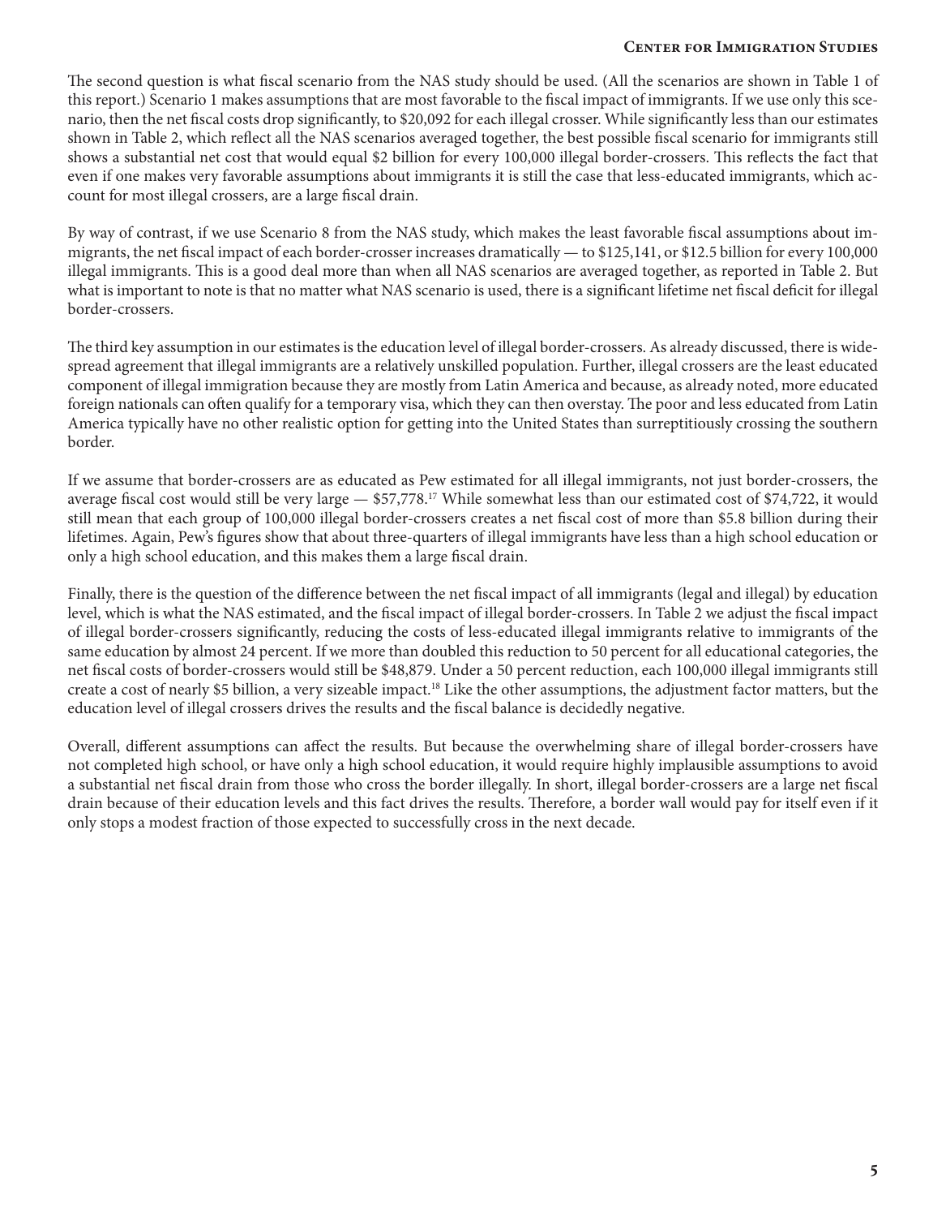The second question is what fiscal scenario from the NAS study should be used. (All the scenarios are shown in Table 1 of this report.) Scenario 1 makes assumptions that are most favorable to the fiscal impact of immigrants. If we use only this scenario, then the net fiscal costs drop significantly, to $20,092 for each illegal crosser. While significantly less than our estimates shown in Table 2, which reflect all the NAS scenarios averaged together, the best possible fiscal scenario for immigrants still shows a substantial net cost that would equal $2 billion for every 100,000 illegal border-crossers. This reflects the fact that even if one makes very favorable assumptions about immigrants it is still the case that less-educated immigrants, which account for most illegal crossers, are a large fiscal drain.

By way of contrast, if we use Scenario 8 from the NAS study, which makes the least favorable fiscal assumptions about immigrants, the net fiscal impact of each border-crosser increases dramatically — to $125,141, or $12.5 billion for every 100,000 illegal immigrants. This is a good deal more than when all NAS scenarios are averaged together, as reported in Table 2. But what is important to note is that no matter what NAS scenario is used, there is a significant lifetime net fiscal deficit for illegal border-crossers.

The third key assumption in our estimates is the education level of illegal border-crossers. As already discussed, there is widespread agreement that illegal immigrants are a relatively unskilled population. Further, illegal crossers are the least educated component of illegal immigration because they are mostly from Latin America and because, as already noted, more educated foreign nationals can often qualify for a temporary visa, which they can then overstay. The poor and less educated from Latin America typically have no other realistic option for getting into the United States than surreptitiously crossing the southern border.

If we assume that border-crossers are as educated as Pew estimated for all illegal immigrants, not just border-crossers, the average fiscal cost would still be very large — $57,778.[17] While somewhat less than our estimated cost of $74,722, it would still mean that each group of 100,000 illegal border-crossers creates a net fiscal cost of more than $5.8 billion during their lifetimes. Again, Pew's figures show that about three-quarters of illegal immigrants have less than a high school education or only a high school education, and this makes them a large fiscal drain.

Finally, there is the question of the difference between the net fiscal impact of all immigrants (legal and illegal) by education level, which is what the NAS estimated, and the fiscal impact of illegal border-crossers. In Table 2 we adjust the fiscal impact of illegal border-crossers significantly, reducing the costs of less-educated illegal immigrants relative to immigrants of the same education by almost 24 percent. If we more than doubled this reduction to 50 percent for all educational categories, the net fiscal costs of border-crossers would still be $48,879. Under a 50 percent reduction, each 100,000 illegal immigrants still create a cost of nearly $5 billion, a very sizeable impact.[18] Like the other assumptions, the adjustment factor matters, but the education level of illegal crossers drives the results and the fiscal balance is decidedly negative.

Overall, different assumptions can affect the results. But because the overwhelming share of illegal border-crossers have not completed high school, or have only a high school education, it would require highly implausible assumptions to avoid a substantial net fiscal drain from those who cross the border illegally. In short, illegal border-crossers are a large net fiscal drain because of their education levels and this fact drives the results. Therefore, a border wall would pay for itself even if it only stops a modest fraction of those expected to successfully cross in the next decade.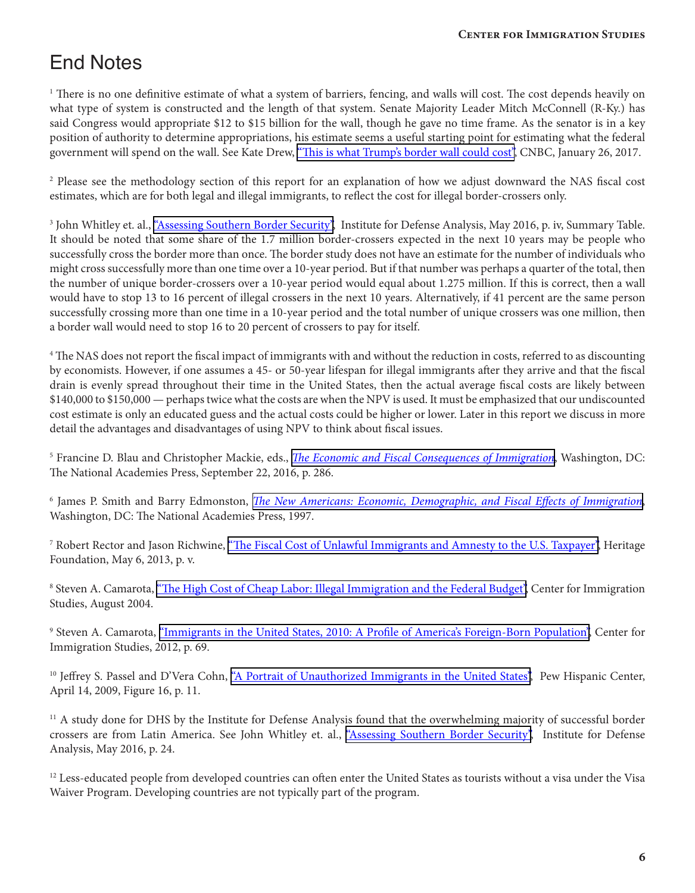# End Notes

[1] There is no one definitive estimate of what a system of barriers, fencing, and walls will cost. The cost depends heavily on what type of system is constructed and the length of that system. Senate Majority Leader Mitch McConnell (R-Ky.) has said Congress would appropriate $12 to $15 billion for the wall, though he gave no time frame. As the senator is in a key position of authority to determine appropriations, his estimate seems a useful starting point for estimating what the federal government will spend on the wall. See Kate Drew, "This is what Trump's border wall could cost", CNBC, January 26, 2017.

[2] Please see the methodology section of this report for an explanation of how we adjust downward the NAS fiscal cost estimates, which are for both legal and illegal immigrants, to reflect the cost for illegal border-crossers only.

[3] John Whitley et. al., "Assessing Southern Border Security", Institute for Defense Analysis, May 2016, p. iv, Summary Table. It should be noted that some share of the 1.7 million border-crossers expected in the next 10 years may be people who successfully cross the border more than once. The border study does not have an estimate for the number of individuals who might cross successfully more than one time over a 10-year period. But if that number was perhaps a quarter of the total, then the number of unique border-crossers over a 10-year period would equal about 1.275 million. If this is correct, then a wall would have to stop 13 to 16 percent of illegal crossers in the next 10 years. Alternatively, if 41 percent are the same person successfully crossing more than one time in a 10-year period and the total number of unique crossers was one million, then a border wall would need to stop 16 to 20 percent of crossers to pay for itself.

[4] The NAS does not report the fiscal impact of immigrants with and without the reduction in costs, referred to as discounting by economists. However, if one assumes a 45- or 50-year lifespan for illegal immigrants after they arrive and that the fiscal drain is evenly spread throughout their time in the United States, then the actual average fiscal costs are likely between $140,000 to $150,000 — perhaps twice what the costs are when the NPV is used. It must be emphasized that our undiscounted cost estimate is only an educated guess and the actual costs could be higher or lower. Later in this report we discuss in more detail the advantages and disadvantages of using NPV to think about fiscal issues.

[5] Francine D. Blau and Christopher Mackie, eds., *The Economic and Fiscal Consequences of Immigration*, Washington, DC: The National Academies Press, September 22, 2016, p. 286.

[6] James P. Smith and Barry Edmonston, *The New Americans: Economic, Demographic, and Fiscal Effects of Immigration*, Washington, DC: The National Academies Press, 1997.

[7] Robert Rector and Jason Richwine, "The Fiscal Cost of Unlawful Immigrants and Amnesty to the U.S. Taxpayer", Heritage Foundation, May 6, 2013, p. v.

[8] Steven A. Camarota, "The High Cost of Cheap Labor: Illegal Immigration and the Federal Budget", Center for Immigration Studies, August 2004.

[9] Steven A. Camarota, "Immigrants in the United States, 2010: A Profile of America's Foreign-Born Population", Center for Immigration Studies, 2012, p. 69.

[10] Jeffrey S. Passel and D'Vera Cohn, "A Portrait of Unauthorized Immigrants in the United States", Pew Hispanic Center, April 14, 2009, Figure 16, p. 11.

[11] A study done for DHS by the Institute for Defense Analysis found that the overwhelming majority of successful border crossers are from Latin America. See John Whitley et. al., "Assessing Southern Border Security", Institute for Defense Analysis, May 2016, p. 24.

[12] Less-educated people from developed countries can often enter the United States as tourists without a visa under the Visa Waiver Program. Developing countries are not typically part of the program.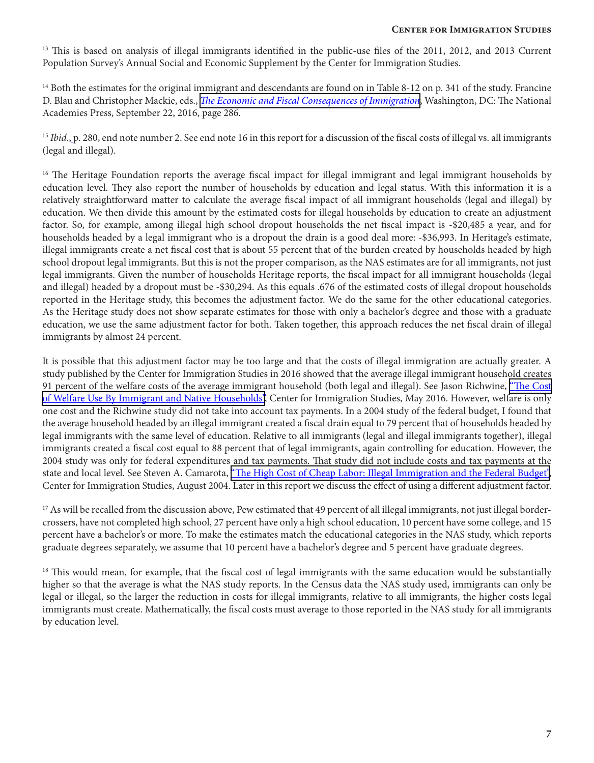[13] This is based on analysis of illegal immigrants identified in the public-use files of the 2011, 2012, and 2013 Current Population Survey's Annual Social and Economic Supplement by the Center for Immigration Studies.

[14] Both the estimates for the original immigrant and descendants are found on in Table 8-12 on p. 341 of the study. Francine D. Blau and Christopher Mackie, eds., *The Economic and Fiscal Consequences of Immigration*, Washington, DC: The National Academies Press, September 22, 2016, page 286.

[15] *Ibid*., p. 280, end note number 2. See end note 16 in this report for a discussion of the fiscal costs of illegal vs. all immigrants (legal and illegal).

[16] The Heritage Foundation reports the average fiscal impact for illegal immigrant and legal immigrant households by education level. They also report the number of households by education and legal status. With this information it is a relatively straightforward matter to calculate the average fiscal impact of all immigrant households (legal and illegal) by education. We then divide this amount by the estimated costs for illegal households by education to create an adjustment factor. So, for example, among illegal high school dropout households the net fiscal impact is -$20,485 a year, and for households headed by a legal immigrant who is a dropout the drain is a good deal more: -$36,993. In Heritage's estimate, illegal immigrants create a net fiscal cost that is about 55 percent that of the burden created by households headed by high school dropout legal immigrants. But this is not the proper comparison, as the NAS estimates are for all immigrants, not just legal immigrants. Given the number of households Heritage reports, the fiscal impact for all immigrant households (legal and illegal) headed by a dropout must be -$30,294. As this equals .676 of the estimated costs of illegal dropout households reported in the Heritage study, this becomes the adjustment factor. We do the same for the other educational categories. As the Heritage study does not show separate estimates for those with only a bachelor's degree and those with a graduate education, we use the same adjustment factor for both. Taken together, this approach reduces the net fiscal drain of illegal immigrants by almost 24 percent.

It is possible that this adjustment factor may be too large and that the costs of illegal immigration are actually greater. A study published by the Center for Immigration Studies in 2016 showed that the average illegal immigrant household creates 91 percent of the welfare costs of the average immigrant household (both legal and illegal). See Jason Richwine, "The Cost of Welfare Use By Immigrant and Native Households", Center for Immigration Studies, May 2016. However, welfare is only one cost and the Richwine study did not take into account tax payments. In a 2004 study of the federal budget, I found that the average household headed by an illegal immigrant created a fiscal drain equal to 79 percent that of households headed by legal immigrants with the same level of education. Relative to all immigrants (legal and illegal immigrants together), illegal immigrants created a fiscal cost equal to 88 percent that of legal immigrants, again controlling for education. However, the 2004 study was only for federal expenditures and tax payments. That study did not include costs and tax payments at the state and local level. See Steven A. Camarota, "The High Cost of Cheap Labor: Illegal Immigration and the Federal Budget", Center for Immigration Studies, August 2004. Later in this report we discuss the effect of using a different adjustment factor.

[17] As will be recalled from the discussion above, Pew estimated that 49 percent of all illegal immigrants, not just illegal border-crossers, have not completed high school, 27 percent have only a high school education, 10 percent have some college, and 15 percent have a bachelor's or more. To make the estimates match the educational categories in the NAS study, which reports graduate degrees separately, we assume that 10 percent have a bachelor's degree and 5 percent have graduate degrees.

[18] This would mean, for example, that the fiscal cost of legal immigrants with the same education would be substantially higher so that the average is what the NAS study reports. In the Census data the NAS study used, immigrants can only be legal or illegal, so the larger the reduction in costs for illegal immigrants, relative to all immigrants, the higher costs legal immigrants must create. Mathematically, the fiscal costs must average to those reported in the NAS study for all immigrants by education level.